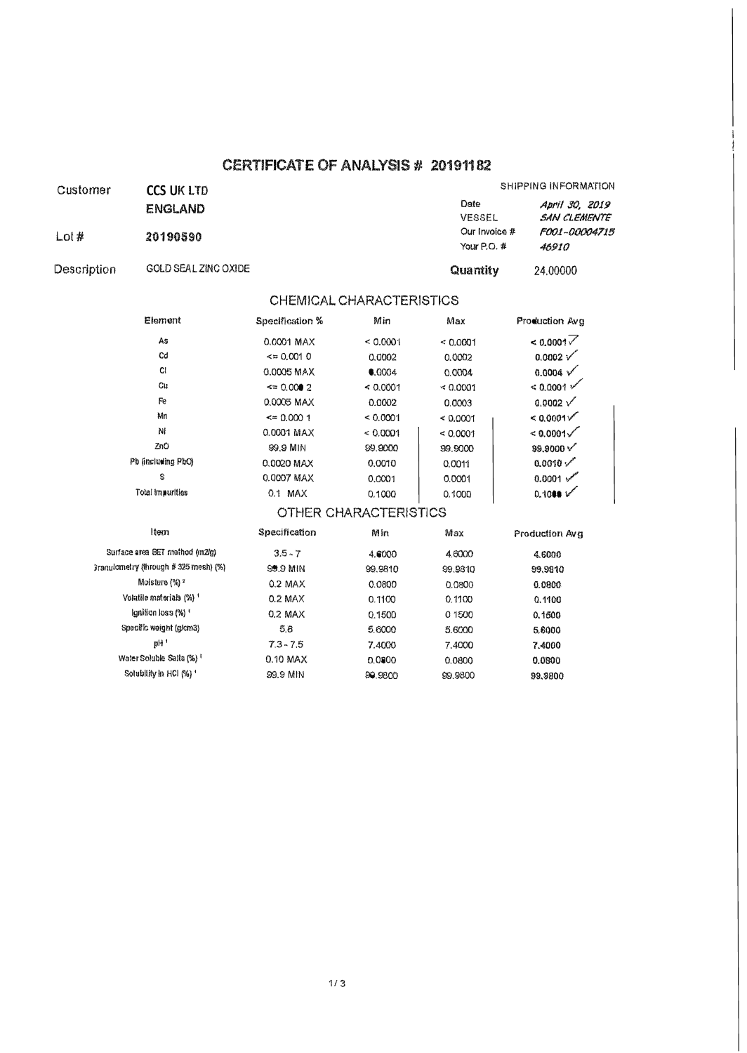# CERTIFICATE OF ANALYSIS # 20191182

| | | | |
|---|---|---|---|
| Customer | **CCS UK LTD** | | SHIPPING INFORMATION |
| | **ENGLAND** | Date | *April 30, 2019* |
| | | VESSEL | *SAN CLEMENTE* |
| Lot # | **20190590** | Our Invoice # | *F001-00004715* |
| | | Your P.O. # | *46910* |
| Description | GOLD SEAL ZINC OXIDE | **Quantity** | 24.00000 |

## CHEMICAL CHARACTERISTICS

| Element | Specification % | Min | Max | Production Avg |
|---|---|---|---|---|
| As | 0.0001 MAX | < 0.0001 | < 0.0001 | < 0.0001 ✓ |
| Cd | <= 0.001 0 | 0.0002 | 0.0002 | 0.0002 ✓ |
| Cl | 0.0005 MAX | 0.0004 | 0.0004 | 0.0004 ✓ |
| Cu | <= 0.000 2 | < 0.0001 | < 0.0001 | < 0.0001 ✓ |
| Fe | 0.0005 MAX | 0.0002 | 0.0003 | 0.0002 ✓ |
| Mn | <= 0.000 1 | < 0.0001 | < 0.0001 | < 0.0001 ✓ |
| Ni | 0.0001 MAX | < 0.0001 | < 0.0001 | < 0.0001 ✓ |
| ZnO | 99.9 MIN | 99.9000 | 99.9000 | 99.9000 ✓ |
| Pb (including PbO) | 0.0020 MAX | 0.0010 | 0.0011 | 0.0010 ✓ |
| S | 0.0007 MAX | 0.0001 | 0.0001 | 0.0001 ✓ |
| Total impurities | 0.1 MAX | 0.1000 | 0.1000 | 0.1000 ✓ |

## OTHER CHARACTERISTICS

| Item | Specification | Min | Max | Production Avg |
|---|---|---|---|---|
| Surface area BET method (m2/g) | 3.5 - 7 | 4.6000 | 4.6000 | 4.6000 |
| Granulometry (through # 325 mesh) (%) | 99.9 MIN | 99.9810 | 99.9810 | 99.9810 |
| Moisture (%) [2] | 0.2 MAX | 0.0800 | 0.0800 | 0.0800 |
| Volatile materials (%) [1] | 0.2 MAX | 0.1100 | 0.1100 | 0.1100 |
| Ignition loss (%) [1] | 0.2 MAX | 0.1500 | 0.1500 | 0.1500 |
| Specific weight (g/cm3) | 5.6 | 5.6000 | 5.6000 | 5.6000 |
| pH [1] | 7.3 - 7.5 | 7.4000 | 7.4000 | 7.4000 |
| Water Soluble Salts (%) [1] | 0.10 MAX | 0.0800 | 0.0800 | 0.0800 |
| Solubility in HCl (%) [1] | 99.9 MIN | 99.9800 | 99.9800 | 99.9800 |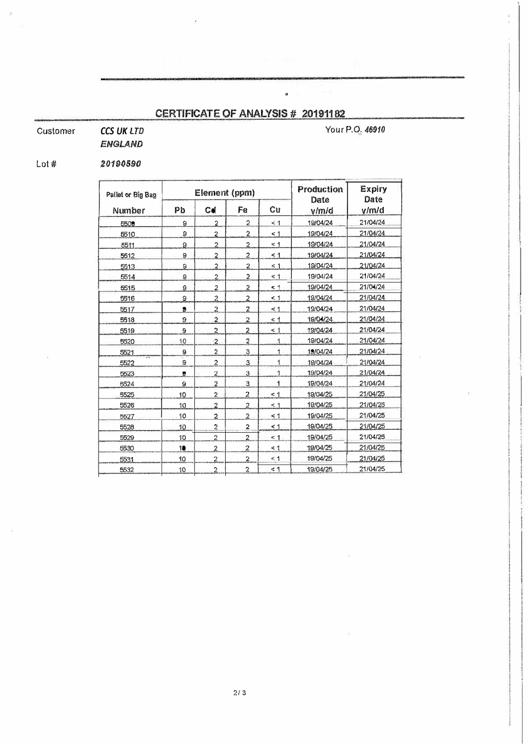## CERTIFICATE OF ANALYSIS # 20191182

Customer ***CCS UK LTD***
***ENGLAND***

Your P.O. ***46910***

Lot # ***20190590***

| Pallet or Big Bag | Element (ppm) | | | | Production Date | Expiry Date |
|---|---|---|---|---|---|---|
| Number | Pb | Cd | Fe | Cu | y/m/d | y/m/d |
| 5509 | 9 | 2 | 2 | < 1 | 19/04/24 | 21/04/24 |
| 5510 | 9 | 2 | 2 | < 1 | 19/04/24 | 21/04/24 |
| 5511 | 9 | 2 | 2 | < 1 | 19/04/24 | 21/04/24 |
| 5512 | 9 | 2 | 2 | < 1 | 19/04/24 | 21/04/24 |
| 5513 | 9 | 2 | 2 | < 1 | 19/04/24 | 21/04/24 |
| 5514 | 9 | 2 | 2 | < 1 | 19/04/24 | 21/04/24 |
| 5515 | 9 | 2 | 2 | < 1 | 19/04/24 | 21/04/24 |
| 5516 | 9 | 2 | 2 | < 1 | 19/04/24 | 21/04/24 |
| 5517 | 9 | 2 | 2 | < 1 | 19/04/24 | 21/04/24 |
| 5518 | 9 | 2 | 2 | < 1 | 19/04/24 | 21/04/24 |
| 5519 | 9 | 2 | 2 | < 1 | 19/04/24 | 21/04/24 |
| 5520 | 10 | 2 | 2 | 1 | 19/04/24 | 21/04/24 |
| 5521 | 9 | 2 | 3 | 1 | 19/04/24 | 21/04/24 |
| 5522 | 9 | 2 | 3 | 1 | 19/04/24 | 21/04/24 |
| 5523 | 9 | 2 | 3 | 1 | 19/04/24 | 21/04/24 |
| 5524 | 9 | 2 | 3 | 1 | 19/04/24 | 21/04/24 |
| 5525 | 10 | 2 | 2 | < 1 | 19/04/25 | 21/04/25 |
| 5526 | 10 | 2 | 2 | < 1 | 19/04/25 | 21/04/25 |
| 5527 | 10 | 2 | 2 | < 1 | 19/04/25 | 21/04/25 |
| 5528 | 10 | 2 | 2 | < 1 | 19/04/25 | 21/04/25 |
| 5529 | 10 | 2 | 2 | < 1 | 19/04/25 | 21/04/25 |
| 5530 | 10 | 2 | 2 | < 1 | 19/04/25 | 21/04/25 |
| 5531 | 10 | 2 | 2 | < 1 | 19/04/25 | 21/04/25 |
| 5532 | 10 | 2 | 2 | < 1 | 19/04/25 | 21/04/25 |